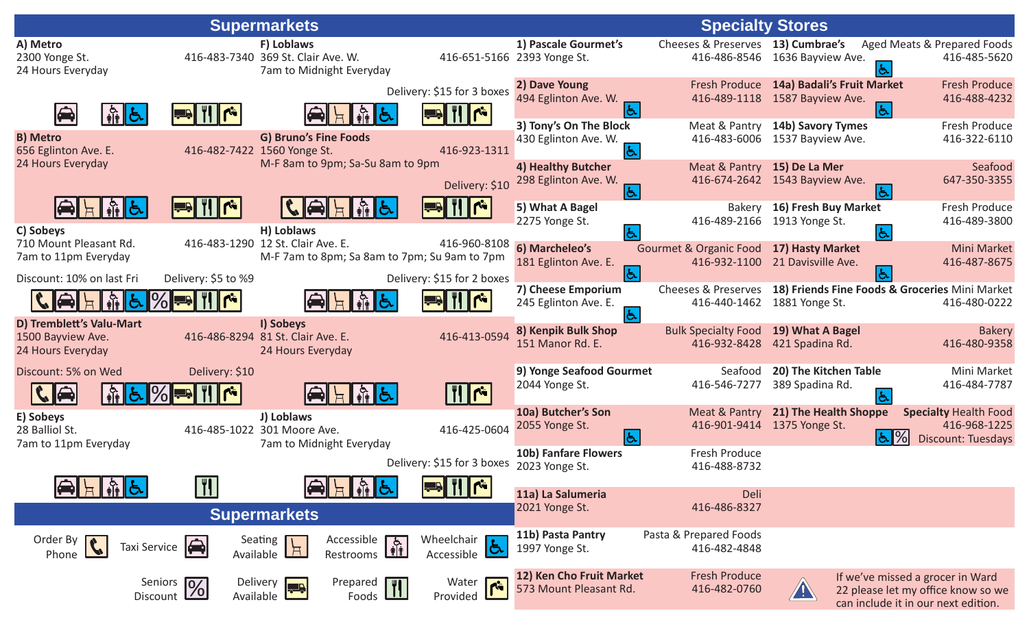## Supermarkets

**A) Metro**
2300 Yonge St. — 416-483-7340
24 Hours Everyday
Amenities: Taxi Service, Accessible Restrooms, Wheelchair Accessible, Delivery Available, Prepared Foods, Water Provided

**B) Metro**
656 Eglinton Ave. E. — 416-482-7422
24 Hours Everyday
Amenities: Taxi Service, Seating Available, Accessible Restrooms, Wheelchair Accessible, Delivery Available, Prepared Foods, Water Provided

**C) Sobeys**
710 Mount Pleasant Rd. — 416-483-1290
7am to 11pm Everyday
Discount: 10% on last Fri
Delivery: $5 to %9
Amenities: Order By Phone, Taxi Service, Seating Available, Accessible Restrooms, Wheelchair Accessible, Seniors Discount, Delivery Available, Prepared Foods, Water Provided

**D) Tremblett's Valu-Mart**
1500 Bayview Ave. — 416-486-8294
24 Hours Everyday
Discount: 5% on Wed
Delivery: $10
Amenities: Order By Phone, Taxi Service, Accessible Restrooms, Wheelchair Accessible, Seniors Discount, Delivery Available, Prepared Foods, Water Provided

**E) Sobeys**
28 Balliol St. — 416-485-1022
7am to 11pm Everyday
Amenities: Taxi Service, Seating Available, Accessible Restrooms, Wheelchair Accessible, Prepared Foods

**F) Loblaws**
369 St. Clair Ave. W. — 416-651-5166
7am to Midnight Everyday
Delivery: $15 for 3 boxes
Amenities: Taxi Service, Seating Available, Accessible Restrooms, Wheelchair Accessible, Delivery Available, Prepared Foods, Water Provided

**G) Bruno's Fine Foods**
1560 Yonge St. — 416-923-1311
M-F 8am to 9pm; Sa-Su 8am to 9pm
Delivery: $10
Amenities: Order By Phone, Taxi Service, Seating Available, Accessible Restrooms, Wheelchair Accessible, Delivery Available, Prepared Foods, Water Provided

**H) Loblaws**
12 St. Clair Ave. E. — 416-960-8108
M-F 7am to 8pm; Sa 8am to 7pm; Su 9am to 7pm
Delivery: $15 for 2 boxes
Amenities: Taxi Service, Seating Available, Accessible Restrooms, Wheelchair Accessible, Delivery Available, Prepared Foods, Water Provided

**I) Sobeys**
81 St. Clair Ave. E. — 416-413-0594
24 Hours Everyday
Amenities: Taxi Service, Seating Available, Accessible Restrooms, Wheelchair Accessible, Prepared Foods, Water Provided

**J) Loblaws**
301 Moore Ave. — 416-425-0604
7am to Midnight Everyday
Delivery: $15 for 3 boxes
Amenities: Taxi Service, Seating Available, Accessible Restrooms, Wheelchair Accessible, Delivery Available, Prepared Foods, Water Provided

## Supermarkets

Legend: Order By Phone; Taxi Service; Seating Available; Accessible Restrooms; Wheelchair Accessible; Seniors Discount; Delivery Available; Prepared Foods; Water Provided

## Specialty Stores

| Store | Type | Address | Phone | Notes |
|---|---|---|---|---|
| 1) Pascale Gourmet's | Cheeses & Preserves | 2393 Yonge St. | 416-486-8546 | |
| 2) Dave Young | Fresh Produce | 494 Eglinton Ave. W. | 416-489-1118 | Wheelchair Accessible |
| 3) Tony's On The Block | Meat & Pantry | 430 Eglinton Ave. W. | 416-483-6006 | Wheelchair Accessible |
| 4) Healthy Butcher | Meat & Pantry | 298 Eglinton Ave. W. | 416-674-2642 | Wheelchair Accessible |
| 5) What A Bagel | Bakery | 2275 Yonge St. | 416-489-2166 | Wheelchair Accessible |
| 6) Marcheleo's | Gourmet & Organic Food | 181 Eglinton Ave. E. | 416-932-1100 | Wheelchair Accessible |
| 7) Cheese Emporium | Cheeses & Preserves | 245 Eglinton Ave. E. | 416-440-1462 | Wheelchair Accessible |
| 8) Kenpik Bulk Shop | Bulk Specialty Food | 151 Manor Rd. E. | 416-932-8428 | |
| 9) Yonge Seafood Gourmet | Seafood | 2044 Yonge St. | 416-546-7277 | |
| 10a) Butcher's Son | Meat & Pantry | 2055 Yonge St. | 416-901-9414 | Wheelchair Accessible |
| 10b) Fanfare Flowers | Fresh Produce | 2023 Yonge St. | 416-488-8732 | |
| 11a) La Salumeria | Deli | 2021 Yonge St. | 416-486-8327 | |
| 11b) Pasta Pantry | Pasta & Prepared Foods | 1997 Yonge St. | 416-482-4848 | |
| 12) Ken Cho Fruit Market | Fresh Produce | 573 Mount Pleasant Rd. | 416-482-0760 | |
| 13) Cumbrae's | Aged Meats & Prepared Foods | 1636 Bayview Ave. | 416-485-5620 | Wheelchair Accessible |
| 14a) Badali's Fruit Market | Fresh Produce | 1587 Bayview Ave. | 416-488-4232 | Wheelchair Accessible |
| 14b) Savory Tymes | Fresh Produce | 1537 Bayview Ave. | 416-322-6110 | |
| 15) De La Mer | Seafood | 1543 Bayview Ave. | 647-350-3355 | Wheelchair Accessible |
| 16) Fresh Buy Market | Fresh Produce | 1913 Yonge St. | 416-489-3800 | Wheelchair Accessible |
| 17) Hasty Market | Mini Market | 21 Davisville Ave. | 416-487-8675 | Wheelchair Accessible |
| 18) Friends Fine Foods & Groceries | Mini Market | 1881 Yonge St. | 416-480-0222 | |
| 19) What A Bagel | Bakery | 421 Spadina Rd. | 416-480-9358 | |
| 20) The Kitchen Table | Mini Market | 389 Spadina Rd. | 416-484-7787 | Wheelchair Accessible |
| 21) The Health Shoppe | Specialty Health Food | 1375 Yonge St. | 416-968-1225 | Wheelchair Accessible, Seniors Discount; Discount: Tuesdays |

If we've missed a grocer in Ward 22 please let my office know so we can include it in our next edition.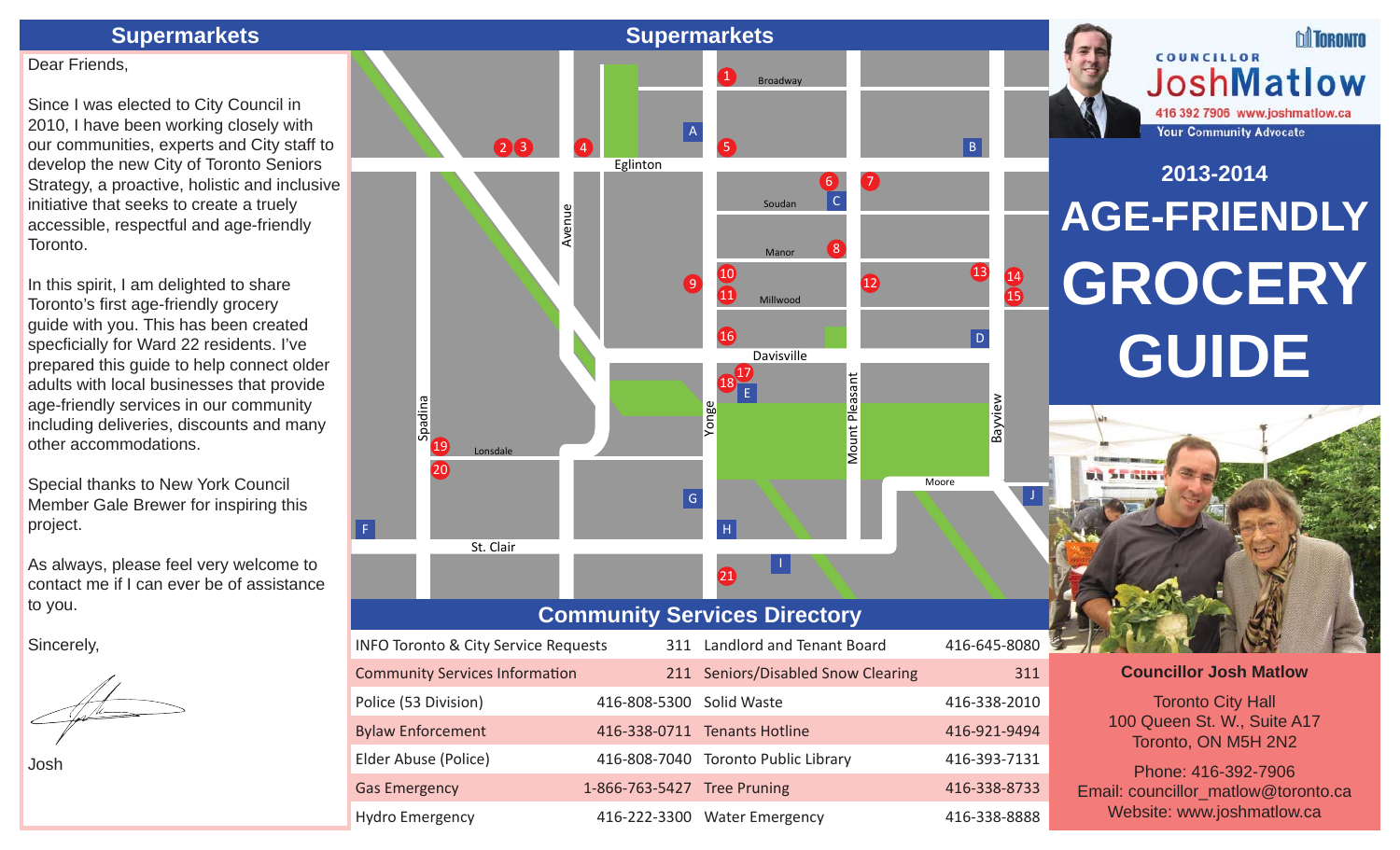## Supermarkets

Dear Friends,

Since I was elected to City Council in 2010, I have been working closely with our communities, experts and City staff to develop the new City of Toronto Seniors Strategy, a proactive, holistic and inclusive initiative that seeks to create a truely accessible, respectful and age-friendly Toronto.

In this spirit, I am delighted to share Toronto's first age-friendly grocery guide with you. This has been created specficially for Ward 22 residents. I've prepared this guide to help connect older adults with local businesses that provide age-friendly services in our community including deliveries, discounts and many other accommodations.

Special thanks to New York Council Member Gale Brewer for inspiring this project.

As always, please feel very welcome to contact me if I can ever be of assistance to you.

Sincerely,

Josh

## Supermarkets

Broadway
Eglinton
Soudan
Manor
Millwood
Davisville
Lonsdale
Moore
St. Clair
Avenue
Spadina
Yonge
Mount Pleasant
Bayview

1 2 3 4 5 6 7 8 9 10 11 12 13 14 15 16 17 18 19 20 21
A B C D E F G H I J

## Community Services Directory

| | | | |
|---|---|---|---|
| INFO Toronto & City Service Requests | 311 | Landlord and Tenant Board | 416-645-8080 |
| Community Services Information | 211 | Seniors/Disabled Snow Clearing | 311 |
| Police (53 Division) | 416-808-5300 | Solid Waste | 416-338-2010 |
| Bylaw Enforcement | 416-338-0711 | Tenants Hotline | 416-921-9494 |
| Elder Abuse (Police) | 416-808-7040 | Toronto Public Library | 416-393-7131 |
| Gas Emergency | 1-866-763-5427 | Tree Pruning | 416-338-8733 |
| Hydro Emergency | 416-222-3300 | Water Emergency | 416-338-8888 |

COUNCILLOR **JoshMatlow**

TORONTO

416 392 7906 www.joshmatlow.ca

Your Community Advocate

# 2013-2014 AGE-FRIENDLY GROCERY GUIDE

**Councillor Josh Matlow**

Toronto City Hall
100 Queen St. W., Suite A17
Toronto, ON M5H 2N2

Phone: 416-392-7906
Email: councillor_matlow@toronto.ca
Website: www.joshmatlow.ca